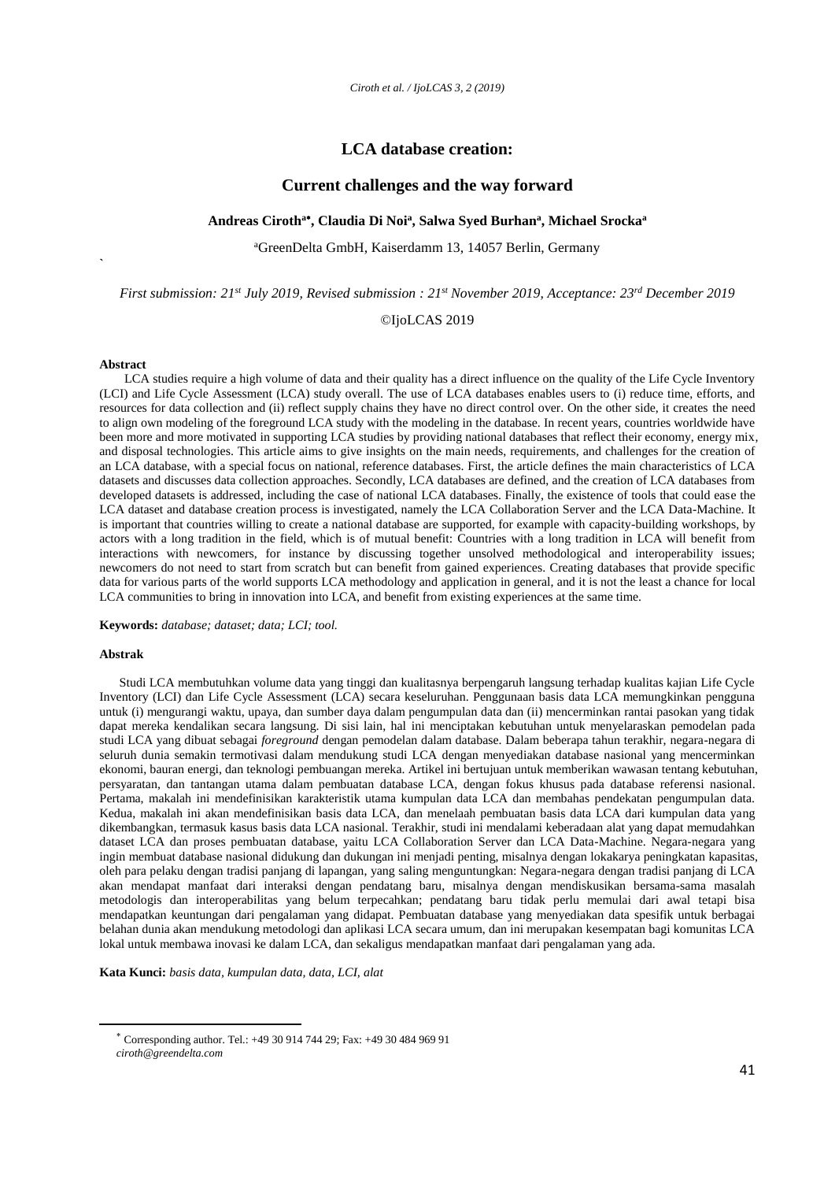# LCA database creation:

## Current challenges and the way forward

**Andreas Ciroth[a*], Claudia Di Noi[a], Salwa Syed Burhan[a], Michael Srocka[a]**

[a]GreenDelta GmbH, Kaiserdamm 13, 14057 Berlin, Germany

*First submission: 21st July 2019, Revised submission : 21st November 2019, Acceptance: 23rd December 2019*

©IjoLCAS 2019

**Abstract**

LCA studies require a high volume of data and their quality has a direct influence on the quality of the Life Cycle Inventory (LCI) and Life Cycle Assessment (LCA) study overall. The use of LCA databases enables users to (i) reduce time, efforts, and resources for data collection and (ii) reflect supply chains they have no direct control over. On the other side, it creates the need to align own modeling of the foreground LCA study with the modeling in the database. In recent years, countries worldwide have been more and more motivated in supporting LCA studies by providing national databases that reflect their economy, energy mix, and disposal technologies. This article aims to give insights on the main needs, requirements, and challenges for the creation of an LCA database, with a special focus on national, reference databases. First, the article defines the main characteristics of LCA datasets and discusses data collection approaches. Secondly, LCA databases are defined, and the creation of LCA databases from developed datasets is addressed, including the case of national LCA databases. Finally, the existence of tools that could ease the LCA dataset and database creation process is investigated, namely the LCA Collaboration Server and the LCA Data-Machine. It is important that countries willing to create a national database are supported, for example with capacity-building workshops, by actors with a long tradition in the field, which is of mutual benefit: Countries with a long tradition in LCA will benefit from interactions with newcomers, for instance by discussing together unsolved methodological and interoperability issues; newcomers do not need to start from scratch but can benefit from gained experiences. Creating databases that provide specific data for various parts of the world supports LCA methodology and application in general, and it is not the least a chance for local LCA communities to bring in innovation into LCA, and benefit from existing experiences at the same time.

**Keywords:** *database; dataset; data; LCI; tool.*

**Abstrak**

Studi LCA membutuhkan volume data yang tinggi dan kualitasnya berpengaruh langsung terhadap kualitas kajian Life Cycle Inventory (LCI) dan Life Cycle Assessment (LCA) secara keseluruhan. Penggunaan basis data LCA memungkinkan pengguna untuk (i) mengurangi waktu, upaya, dan sumber daya dalam pengumpulan data dan (ii) mencerminkan rantai pasokan yang tidak dapat mereka kendalikan secara langsung. Di sisi lain, hal ini menciptakan kebutuhan untuk menyelaraskan pemodelan pada studi LCA yang dibuat sebagai *foreground* dengan pemodelan dalam database. Dalam beberapa tahun terakhir, negara-negara di seluruh dunia semakin termotivasi dalam mendukung studi LCA dengan menyediakan database nasional yang mencerminkan ekonomi, bauran energi, dan teknologi pembuangan mereka. Artikel ini bertujuan untuk memberikan wawasan tentang kebutuhan, persyaratan, dan tantangan utama dalam pembuatan database LCA, dengan fokus khusus pada database referensi nasional. Pertama, makalah ini mendefinisikan karakteristik utama kumpulan data LCA dan membahas pendekatan pengumpulan data. Kedua, makalah ini akan mendefinisikan basis data LCA, dan menelaah pembuatan basis data LCA dari kumpulan data yang dikembangkan, termasuk kasus basis data LCA nasional. Terakhir, studi ini mendalami keberadaan alat yang dapat memudahkan dataset LCA dan proses pembuatan database, yaitu LCA Collaboration Server dan LCA Data-Machine. Negara-negara yang ingin membuat database nasional didukung dan dukungan ini menjadi penting, misalnya dengan lokakarya peningkatan kapasitas, oleh para pelaku dengan tradisi panjang di lapangan, yang saling menguntungkan: Negara-negara dengan tradisi panjang di LCA akan mendapat manfaat dari interaksi dengan pendatang baru, misalnya dengan mendiskusikan bersama-sama masalah metodologis dan interoperabilitas yang belum terpecahkan; pendatang baru tidak perlu memulai dari awal tetapi bisa mendapatkan keuntungan dari pengalaman yang didapat. Pembuatan database yang menyediakan data spesifik untuk berbagai belahan dunia akan mendukung metodologi dan aplikasi LCA secara umum, dan ini merupakan kesempatan bagi komunitas LCA lokal untuk membawa inovasi ke dalam LCA, dan sekaligus mendapatkan manfaat dari pengalaman yang ada.

**Kata Kunci:** *basis data, kumpulan data, data, LCI, alat*

---

[*] Corresponding author. Tel.: +49 30 914 744 29; Fax: +49 30 484 969 91
*ciroth@greendelta.com*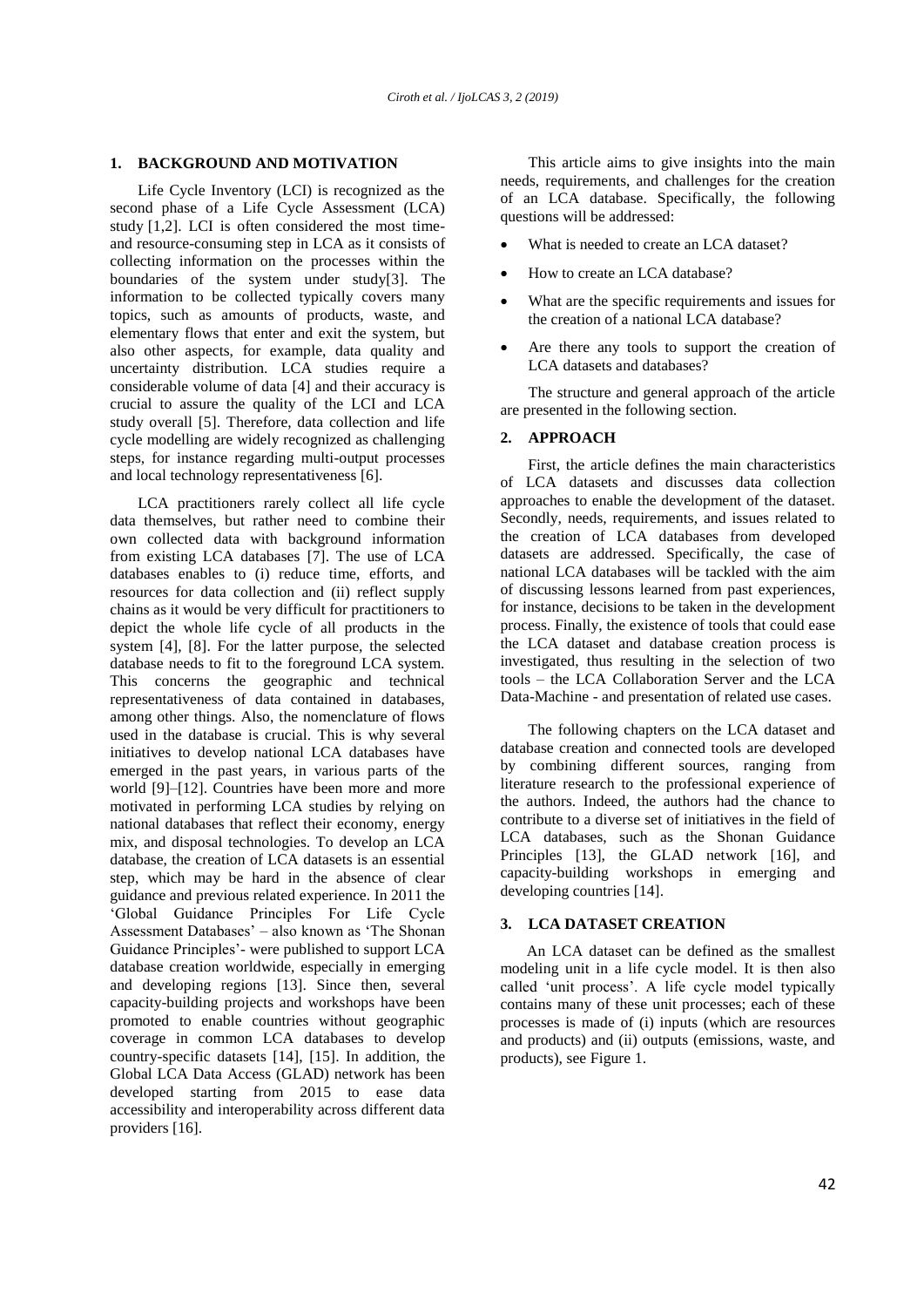## 1. BACKGROUND AND MOTIVATION

Life Cycle Inventory (LCI) is recognized as the second phase of a Life Cycle Assessment (LCA) study [1,2]. LCI is often considered the most time- and resource-consuming step in LCA as it consists of collecting information on the processes within the boundaries of the system under study[3]. The information to be collected typically covers many topics, such as amounts of products, waste, and elementary flows that enter and exit the system, but also other aspects, for example, data quality and uncertainty distribution. LCA studies require a considerable volume of data [4] and their accuracy is crucial to assure the quality of the LCI and LCA study overall [5]. Therefore, data collection and life cycle modelling are widely recognized as challenging steps, for instance regarding multi-output processes and local technology representativeness [6].

LCA practitioners rarely collect all life cycle data themselves, but rather need to combine their own collected data with background information from existing LCA databases [7]. The use of LCA databases enables to (i) reduce time, efforts, and resources for data collection and (ii) reflect supply chains as it would be very difficult for practitioners to depict the whole life cycle of all products in the system [4], [8]. For the latter purpose, the selected database needs to fit to the foreground LCA system. This concerns the geographic and technical representativeness of data contained in databases, among other things. Also, the nomenclature of flows used in the database is crucial. This is why several initiatives to develop national LCA databases have emerged in the past years, in various parts of the world [9]–[12]. Countries have been more and more motivated in performing LCA studies by relying on national databases that reflect their economy, energy mix, and disposal technologies. To develop an LCA database, the creation of LCA datasets is an essential step, which may be hard in the absence of clear guidance and previous related experience. In 2011 the 'Global Guidance Principles For Life Cycle Assessment Databases' – also known as 'The Shonan Guidance Principles'- were published to support LCA database creation worldwide, especially in emerging and developing regions [13]. Since then, several capacity-building projects and workshops have been promoted to enable countries without geographic coverage in common LCA databases to develop country-specific datasets [14], [15]. In addition, the Global LCA Data Access (GLAD) network has been developed starting from 2015 to ease data accessibility and interoperability across different data providers [16].

This article aims to give insights into the main needs, requirements, and challenges for the creation of an LCA database. Specifically, the following questions will be addressed:

- What is needed to create an LCA dataset?
- How to create an LCA database?
- What are the specific requirements and issues for the creation of a national LCA database?
- Are there any tools to support the creation of LCA datasets and databases?

The structure and general approach of the article are presented in the following section.

## 2. APPROACH

First, the article defines the main characteristics of LCA datasets and discusses data collection approaches to enable the development of the dataset. Secondly, needs, requirements, and issues related to the creation of LCA databases from developed datasets are addressed. Specifically, the case of national LCA databases will be tackled with the aim of discussing lessons learned from past experiences, for instance, decisions to be taken in the development process. Finally, the existence of tools that could ease the LCA dataset and database creation process is investigated, thus resulting in the selection of two tools – the LCA Collaboration Server and the LCA Data-Machine - and presentation of related use cases.

The following chapters on the LCA dataset and database creation and connected tools are developed by combining different sources, ranging from literature research to the professional experience of the authors. Indeed, the authors had the chance to contribute to a diverse set of initiatives in the field of LCA databases, such as the Shonan Guidance Principles [13], the GLAD network [16], and capacity-building workshops in emerging and developing countries [14].

## 3. LCA DATASET CREATION

An LCA dataset can be defined as the smallest modeling unit in a life cycle model. It is then also called 'unit process'. A life cycle model typically contains many of these unit processes; each of these processes is made of (i) inputs (which are resources and products) and (ii) outputs (emissions, waste, and products), see Figure 1.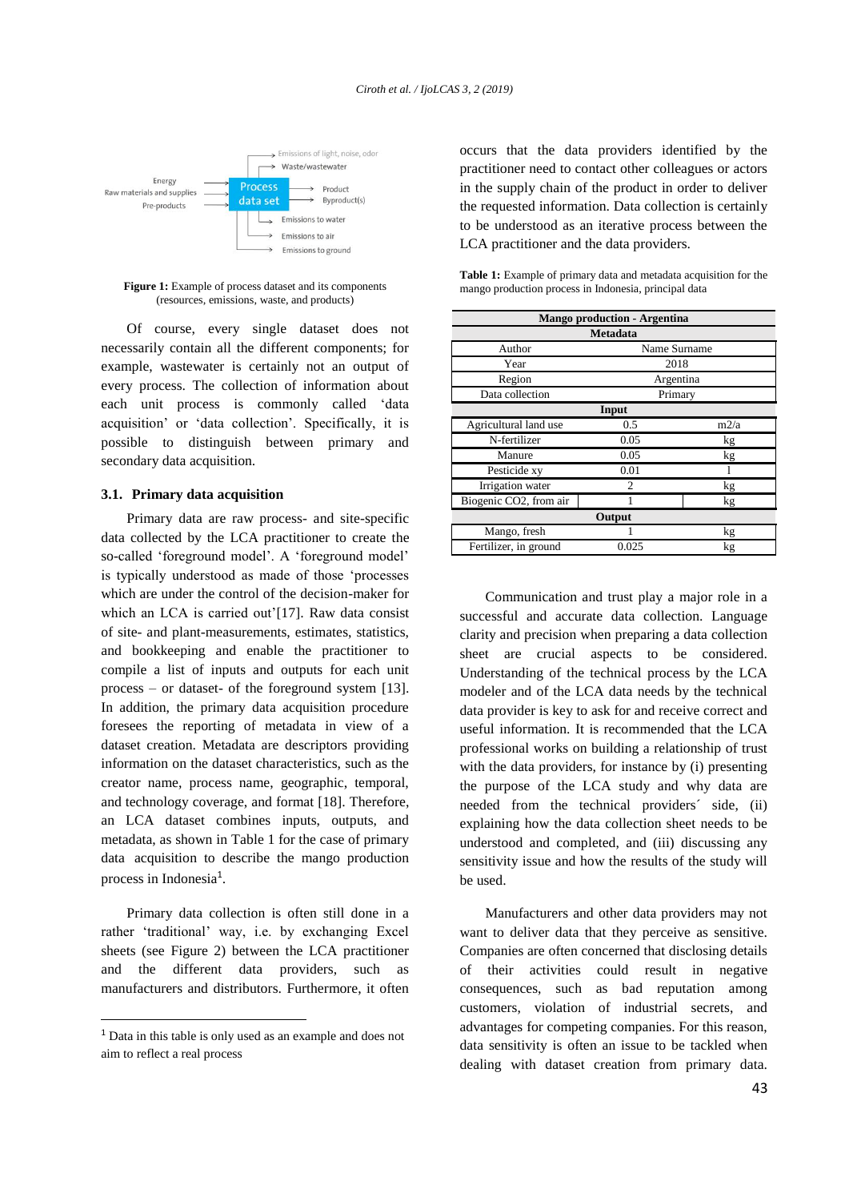**Figure 1:** Example of process dataset and its components (resources, emissions, waste, and products)

Of course, every single dataset does not necessarily contain all the different components; for example, wastewater is certainly not an output of every process. The collection of information about each unit process is commonly called 'data acquisition' or 'data collection'. Specifically, it is possible to distinguish between primary and secondary data acquisition.

### 3.1. Primary data acquisition

Primary data are raw process- and site-specific data collected by the LCA practitioner to create the so-called 'foreground model'. A 'foreground model' is typically understood as made of those 'processes which are under the control of the decision-maker for which an LCA is carried out'[17]. Raw data consist of site- and plant-measurements, estimates, statistics, and bookkeeping and enable the practitioner to compile a list of inputs and outputs for each unit process – or dataset- of the foreground system [13]. In addition, the primary data acquisition procedure foresees the reporting of metadata in view of a dataset creation. Metadata are descriptors providing information on the dataset characteristics, such as the creator name, process name, geographic, temporal, and technology coverage, and format [18]. Therefore, an LCA dataset combines inputs, outputs, and metadata, as shown in Table 1 for the case of primary data acquisition to describe the mango production process in Indonesia[1].

Primary data collection is often still done in a rather 'traditional' way, i.e. by exchanging Excel sheets (see Figure 2) between the LCA practitioner and the different data providers, such as manufacturers and distributors. Furthermore, it often occurs that the data providers identified by the practitioner need to contact other colleagues or actors in the supply chain of the product in order to deliver the requested information. Data collection is certainly to be understood as an iterative process between the LCA practitioner and the data providers.

**Table 1:** Example of primary data and metadata acquisition for the mango production process in Indonesia, principal data

| Mango production - Argentina | | |
|---|---|---|
| **Metadata** | | |
| Author | Name Surname | |
| Year | 2018 | |
| Region | Argentina | |
| Data collection | Primary | |
| **Input** | | |
| Agricultural land use | 0.5 | m2/a |
| N-fertilizer | 0.05 | kg |
| Manure | 0.05 | kg |
| Pesticide xy | 0.01 | l |
| Irrigation water | 2 | kg |
| Biogenic CO2, from air | 1 | kg |
| **Output** | | |
| Mango, fresh | 1 | kg |
| Fertilizer, in ground | 0.025 | kg |

Communication and trust play a major role in a successful and accurate data collection. Language clarity and precision when preparing a data collection sheet are crucial aspects to be considered. Understanding of the technical process by the LCA modeler and of the LCA data needs by the technical data provider is key to ask for and receive correct and useful information. It is recommended that the LCA professional works on building a relationship of trust with the data providers, for instance by (i) presenting the purpose of the LCA study and why data are needed from the technical providers´ side, (ii) explaining how the data collection sheet needs to be understood and completed, and (iii) discussing any sensitivity issue and how the results of the study will be used.

Manufacturers and other data providers may not want to deliver data that they perceive as sensitive. Companies are often concerned that disclosing details of their activities could result in negative consequences, such as bad reputation among customers, violation of industrial secrets, and advantages for competing companies. For this reason, data sensitivity is often an issue to be tackled when dealing with dataset creation from primary data.

---

[1] Data in this table is only used as an example and does not aim to reflect a real process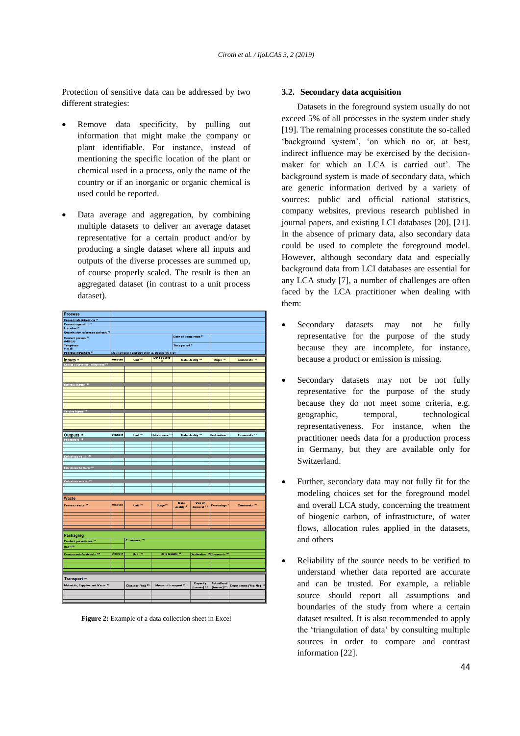Protection of sensitive data can be addressed by two different strategies:

- Remove data specificity, by pulling out information that might make the company or plant identifiable. For instance, instead of mentioning the specific location of the plant or chemical used in a process, only the name of the country or if an inorganic or organic chemical is used could be reported.
- Data average and aggregation, by combining multiple datasets to deliver an average dataset representative for a certain product and/or by producing a single dataset where all inputs and outputs of the diverse processes are summed up, of course properly scaled. The result is then an aggregated dataset (in contrast to a unit process dataset).

**Figure 2:** Example of a data collection sheet in Excel

### 3.2. Secondary data acquisition

Datasets in the foreground system usually do not exceed 5% of all processes in the system under study [19]. The remaining processes constitute the so-called 'background system', 'on which no or, at best, indirect influence may be exercised by the decision-maker for which an LCA is carried out'. The background system is made of secondary data, which are generic information derived by a variety of sources: public and official national statistics, company websites, previous research published in journal papers, and existing LCI databases [20], [21]. In the absence of primary data, also secondary data could be used to complete the foreground model. However, although secondary data and especially background data from LCI databases are essential for any LCA study [7], a number of challenges are often faced by the LCA practitioner when dealing with them:

- Secondary datasets may not be fully representative for the purpose of the study because they are incomplete, for instance, because a product or emission is missing.
- Secondary datasets may not be not fully representative for the purpose of the study because they do not meet some criteria, e.g. geographic, temporal, technological representativeness. For instance, when the practitioner needs data for a production process in Germany, but they are available only for Switzerland.
- Further, secondary data may not fully fit for the modeling choices set for the foreground model and overall LCA study, concerning the treatment of biogenic carbon, of infrastructure, of water flows, allocation rules applied in the datasets, and others
- Reliability of the source needs to be verified to understand whether data reported are accurate and can be trusted. For example, a reliable source should report all assumptions and boundaries of the study from where a certain dataset resulted. It is also recommended to apply the 'triangulation of data' by consulting multiple sources in order to compare and contrast information [22].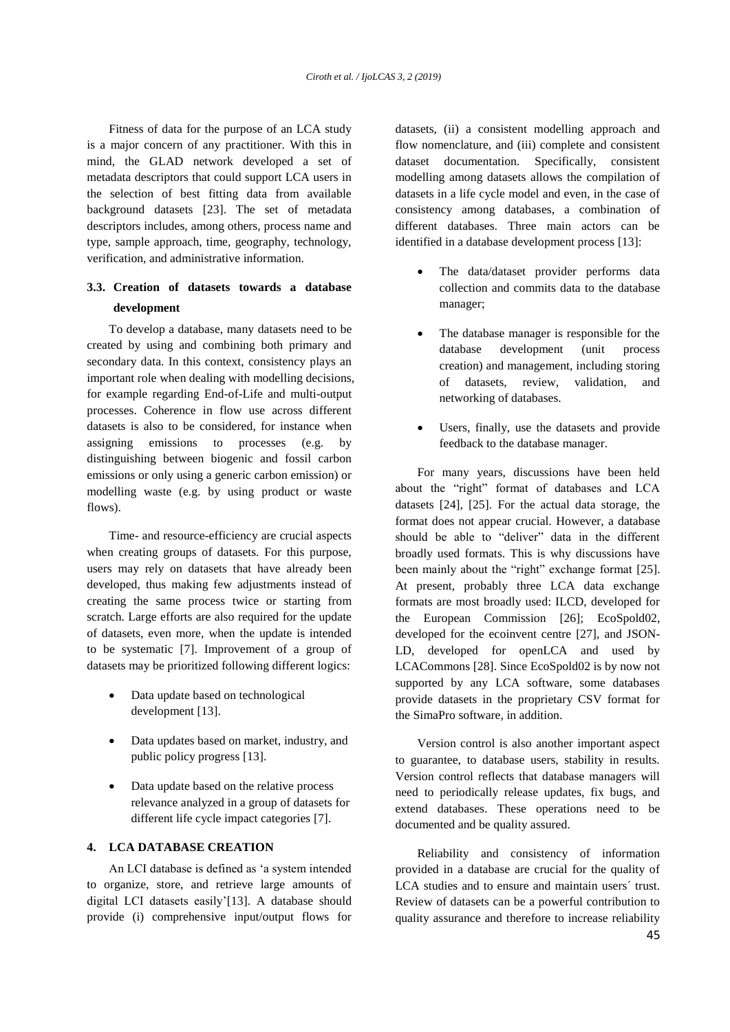Fitness of data for the purpose of an LCA study is a major concern of any practitioner. With this in mind, the GLAD network developed a set of metadata descriptors that could support LCA users in the selection of best fitting data from available background datasets [23]. The set of metadata descriptors includes, among others, process name and type, sample approach, time, geography, technology, verification, and administrative information.

### 3.3. Creation of datasets towards a database development

To develop a database, many datasets need to be created by using and combining both primary and secondary data. In this context, consistency plays an important role when dealing with modelling decisions, for example regarding End-of-Life and multi-output processes. Coherence in flow use across different datasets is also to be considered, for instance when assigning emissions to processes (e.g. by distinguishing between biogenic and fossil carbon emissions or only using a generic carbon emission) or modelling waste (e.g. by using product or waste flows).

Time- and resource-efficiency are crucial aspects when creating groups of datasets. For this purpose, users may rely on datasets that have already been developed, thus making few adjustments instead of creating the same process twice or starting from scratch. Large efforts are also required for the update of datasets, even more, when the update is intended to be systematic [7]. Improvement of a group of datasets may be prioritized following different logics:

- Data update based on technological development [13].
- Data updates based on market, industry, and public policy progress [13].
- Data update based on the relative process relevance analyzed in a group of datasets for different life cycle impact categories [7].

## 4. LCA DATABASE CREATION

An LCI database is defined as 'a system intended to organize, store, and retrieve large amounts of digital LCI datasets easily'[13]. A database should provide (i) comprehensive input/output flows for datasets, (ii) a consistent modelling approach and flow nomenclature, and (iii) complete and consistent dataset documentation. Specifically, consistent modelling among datasets allows the compilation of datasets in a life cycle model and even, in the case of consistency among databases, a combination of different databases. Three main actors can be identified in a database development process [13]:

- The data/dataset provider performs data collection and commits data to the database manager;
- The database manager is responsible for the database development (unit process creation) and management, including storing of datasets, review, validation, and networking of databases.
- Users, finally, use the datasets and provide feedback to the database manager.

For many years, discussions have been held about the "right" format of databases and LCA datasets [24], [25]. For the actual data storage, the format does not appear crucial. However, a database should be able to "deliver" data in the different broadly used formats. This is why discussions have been mainly about the "right" exchange format [25]. At present, probably three LCA data exchange formats are most broadly used: ILCD, developed for the European Commission [26]; EcoSpold02, developed for the ecoinvent centre [27], and JSON-LD, developed for openLCA and used by LCACommons [28]. Since EcoSpold02 is by now not supported by any LCA software, some databases provide datasets in the proprietary CSV format for the SimaPro software, in addition.

Version control is also another important aspect to guarantee, to database users, stability in results. Version control reflects that database managers will need to periodically release updates, fix bugs, and extend databases. These operations need to be documented and be quality assured.

Reliability and consistency of information provided in a database are crucial for the quality of LCA studies and to ensure and maintain users´ trust. Review of datasets can be a powerful contribution to quality assurance and therefore to increase reliability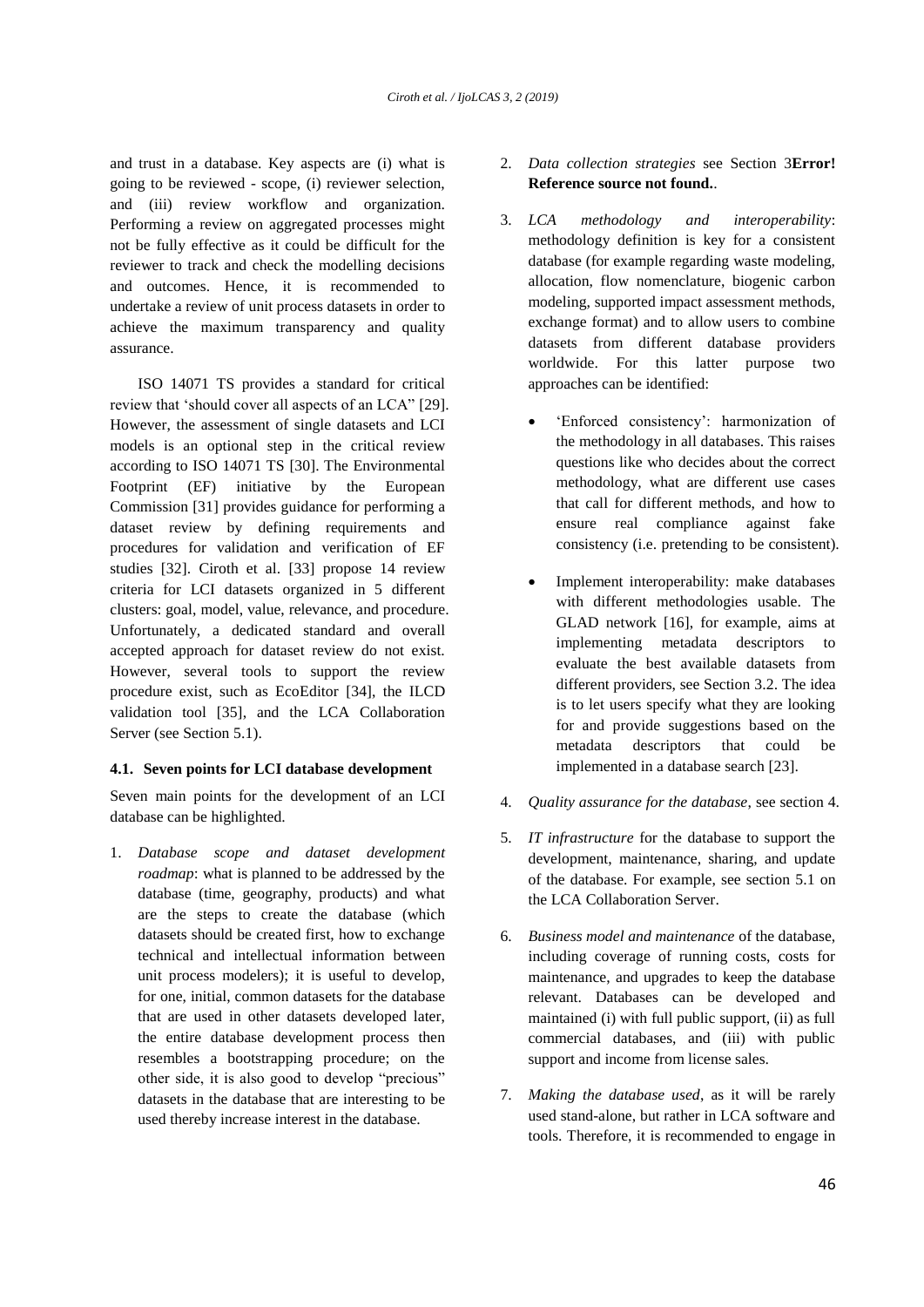and trust in a database. Key aspects are (i) what is going to be reviewed - scope, (i) reviewer selection, and (iii) review workflow and organization. Performing a review on aggregated processes might not be fully effective as it could be difficult for the reviewer to track and check the modelling decisions and outcomes. Hence, it is recommended to undertake a review of unit process datasets in order to achieve the maximum transparency and quality assurance.

ISO 14071 TS provides a standard for critical review that 'should cover all aspects of an LCA" [29]. However, the assessment of single datasets and LCI models is an optional step in the critical review according to ISO 14071 TS [30]. The Environmental Footprint (EF) initiative by the European Commission [31] provides guidance for performing a dataset review by defining requirements and procedures for validation and verification of EF studies [32]. Ciroth et al. [33] propose 14 review criteria for LCI datasets organized in 5 different clusters: goal, model, value, relevance, and procedure. Unfortunately, a dedicated standard and overall accepted approach for dataset review do not exist. However, several tools to support the review procedure exist, such as EcoEditor [34], the ILCD validation tool [35], and the LCA Collaboration Server (see Section 5.1).

### 4.1. Seven points for LCI database development

Seven main points for the development of an LCI database can be highlighted.

1. *Database scope and dataset development roadmap*: what is planned to be addressed by the database (time, geography, products) and what are the steps to create the database (which datasets should be created first, how to exchange technical and intellectual information between unit process modelers); it is useful to develop, for one, initial, common datasets for the database that are used in other datasets developed later, the entire database development process then resembles a bootstrapping procedure; on the other side, it is also good to develop "precious" datasets in the database that are interesting to be used thereby increase interest in the database.
2. *Data collection strategies* see Section 3**Error! Reference source not found.**.
3. *LCA methodology and interoperability*: methodology definition is key for a consistent database (for example regarding waste modeling, allocation, flow nomenclature, biogenic carbon modeling, supported impact assessment methods, exchange format) and to allow users to combine datasets from different database providers worldwide. For this latter purpose two approaches can be identified:
   - 'Enforced consistency': harmonization of the methodology in all databases. This raises questions like who decides about the correct methodology, what are different use cases that call for different methods, and how to ensure real compliance against fake consistency (i.e. pretending to be consistent).
   - Implement interoperability: make databases with different methodologies usable. The GLAD network [16], for example, aims at implementing metadata descriptors to evaluate the best available datasets from different providers, see Section 3.2. The idea is to let users specify what they are looking for and provide suggestions based on the metadata descriptors that could be implemented in a database search [23].
4. *Quality assurance for the database*, see section 4.
5. *IT infrastructure* for the database to support the development, maintenance, sharing, and update of the database. For example, see section 5.1 on the LCA Collaboration Server.
6. *Business model and maintenance* of the database, including coverage of running costs, costs for maintenance, and upgrades to keep the database relevant. Databases can be developed and maintained (i) with full public support, (ii) as full commercial databases, and (iii) with public support and income from license sales.
7. *Making the database used*, as it will be rarely used stand-alone, but rather in LCA software and tools. Therefore, it is recommended to engage in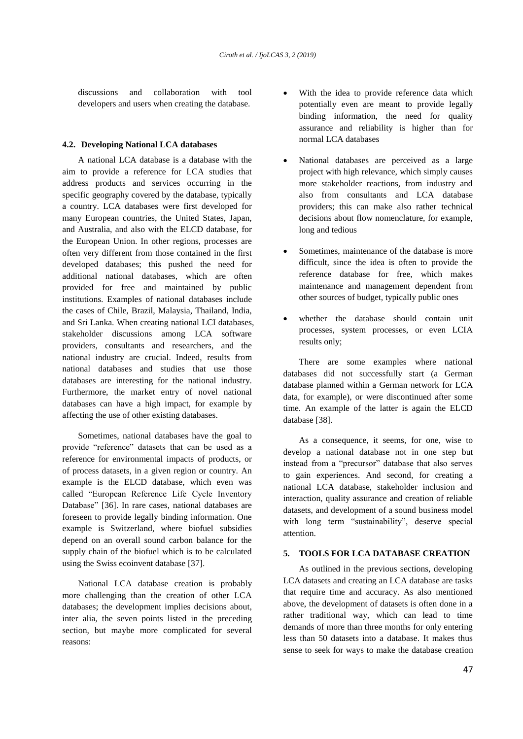discussions and collaboration with tool developers and users when creating the database.

### 4.2. Developing National LCA databases

A national LCA database is a database with the aim to provide a reference for LCA studies that address products and services occurring in the specific geography covered by the database, typically a country. LCA databases were first developed for many European countries, the United States, Japan, and Australia, and also with the ELCD database, for the European Union. In other regions, processes are often very different from those contained in the first developed databases; this pushed the need for additional national databases, which are often provided for free and maintained by public institutions. Examples of national databases include the cases of Chile, Brazil, Malaysia, Thailand, India, and Sri Lanka. When creating national LCI databases, stakeholder discussions among LCA software providers, consultants and researchers, and the national industry are crucial. Indeed, results from national databases and studies that use those databases are interesting for the national industry. Furthermore, the market entry of novel national databases can have a high impact, for example by affecting the use of other existing databases.

Sometimes, national databases have the goal to provide "reference" datasets that can be used as a reference for environmental impacts of products, or of process datasets, in a given region or country. An example is the ELCD database, which even was called "European Reference Life Cycle Inventory Database" [36]. In rare cases, national databases are foreseen to provide legally binding information. One example is Switzerland, where biofuel subsidies depend on an overall sound carbon balance for the supply chain of the biofuel which is to be calculated using the Swiss ecoinvent database [37].

National LCA database creation is probably more challenging than the creation of other LCA databases; the development implies decisions about, inter alia, the seven points listed in the preceding section, but maybe more complicated for several reasons:

- With the idea to provide reference data which potentially even are meant to provide legally binding information, the need for quality assurance and reliability is higher than for normal LCA databases
- National databases are perceived as a large project with high relevance, which simply causes more stakeholder reactions, from industry and also from consultants and LCA database providers; this can make also rather technical decisions about flow nomenclature, for example, long and tedious
- Sometimes, maintenance of the database is more difficult, since the idea is often to provide the reference database for free, which makes maintenance and management dependent from other sources of budget, typically public ones
- whether the database should contain unit processes, system processes, or even LCIA results only;

There are some examples where national databases did not successfully start (a German database planned within a German network for LCA data, for example), or were discontinued after some time. An example of the latter is again the ELCD database [38].

As a consequence, it seems, for one, wise to develop a national database not in one step but instead from a "precursor" database that also serves to gain experiences. And second, for creating a national LCA database, stakeholder inclusion and interaction, quality assurance and creation of reliable datasets, and development of a sound business model with long term "sustainability", deserve special attention.

## 5. TOOLS FOR LCA DATABASE CREATION

As outlined in the previous sections, developing LCA datasets and creating an LCA database are tasks that require time and accuracy. As also mentioned above, the development of datasets is often done in a rather traditional way, which can lead to time demands of more than three months for only entering less than 50 datasets into a database. It makes thus sense to seek for ways to make the database creation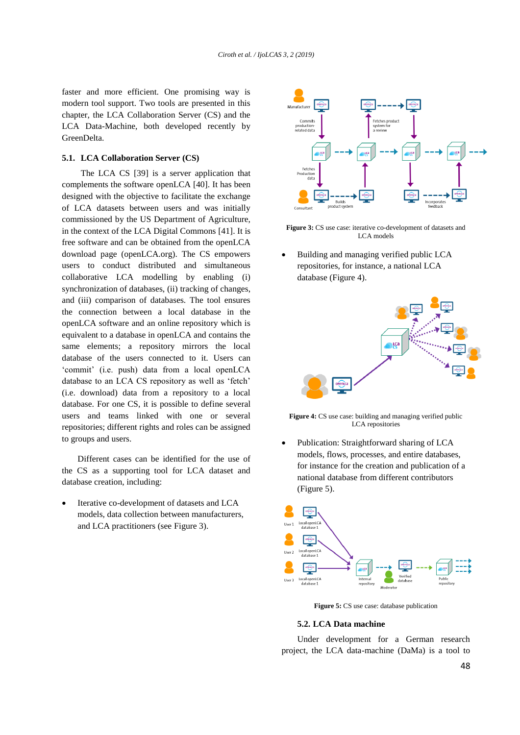faster and more efficient. One promising way is modern tool support. Two tools are presented in this chapter, the LCA Collaboration Server (CS) and the LCA Data-Machine, both developed recently by GreenDelta.

### 5.1. LCA Collaboration Server (CS)

The LCA CS [39] is a server application that complements the software openLCA [40]. It has been designed with the objective to facilitate the exchange of LCA datasets between users and was initially commissioned by the US Department of Agriculture, in the context of the LCA Digital Commons [41]. It is free software and can be obtained from the openLCA download page (openLCA.org). The CS empowers users to conduct distributed and simultaneous collaborative LCA modelling by enabling (i) synchronization of databases, (ii) tracking of changes, and (iii) comparison of databases. The tool ensures the connection between a local database in the openLCA software and an online repository which is equivalent to a database in openLCA and contains the same elements; a repository mirrors the local database of the users connected to it. Users can 'commit' (i.e. push) data from a local openLCA database to an LCA CS repository as well as 'fetch' (i.e. download) data from a repository to a local database. For one CS, it is possible to define several users and teams linked with one or several repositories; different rights and roles can be assigned to groups and users.

Different cases can be identified for the use of the CS as a supporting tool for LCA dataset and database creation, including:

- Iterative co-development of datasets and LCA models, data collection between manufacturers, and LCA practitioners (see Figure 3).

**Figure 3:** CS use case: iterative co-development of datasets and LCA models

- Building and managing verified public LCA repositories, for instance, a national LCA database (Figure 4).

**Figure 4:** CS use case: building and managing verified public LCA repositories

- Publication: Straightforward sharing of LCA models, flows, processes, and entire databases, for instance for the creation and publication of a national database from different contributors (Figure 5).

**Figure 5:** CS use case: database publication

### 5.2. LCA Data machine

Under development for a German research project, the LCA data-machine (DaMa) is a tool to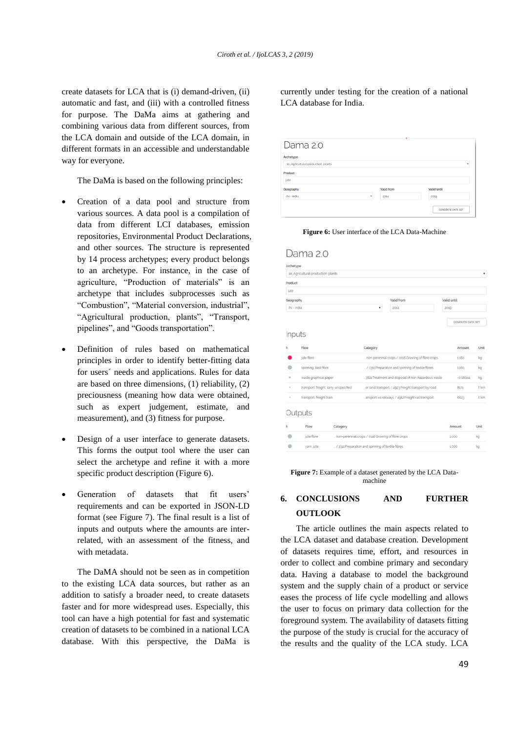create datasets for LCA that is (i) demand-driven, (ii) automatic and fast, and (iii) with a controlled fitness for purpose. The DaMa aims at gathering and combining various data from different sources, from the LCA domain and outside of the LCA domain, in different formats in an accessible and understandable way for everyone.

The DaMa is based on the following principles:

- Creation of a data pool and structure from various sources. A data pool is a compilation of data from different LCI databases, emission repositories, Environmental Product Declarations, and other sources. The structure is represented by 14 process archetypes; every product belongs to an archetype. For instance, in the case of agriculture, "Production of materials" is an archetype that includes subprocesses such as "Combustion", "Material conversion, industrial", "Agricultural production, plants", "Transport, pipelines", and "Goods transportation".
- Definition of rules based on mathematical principles in order to identify better-fitting data for users´ needs and applications. Rules for data are based on three dimensions, (1) reliability, (2) preciousness (meaning how data were obtained, such as expert judgement, estimate, and measurement), and (3) fitness for purpose.
- Design of a user interface to generate datasets. This forms the output tool where the user can select the archetype and refine it with a more specific product description (Figure 6).
- Generation of datasets that fit users' requirements and can be exported in JSON-LD format (see Figure 7). The final result is a list of inputs and outputs where the amounts are inter-related, with an assessment of the fitness, and with metadata.

The DaMA should not be seen as in competition to the existing LCA data sources, but rather as an addition to satisfy a broader need, to create datasets faster and for more widespread uses. Especially, this tool can have a high potential for fast and systematic creation of datasets to be combined in a national LCA database. With this perspective, the DaMa is currently under testing for the creation of a national LCA database for India.

**Figure 6:** User interface of the LCA Data-Machine

**Figure 7:** Example of a dataset generated by the LCA Data-machine

## 6. CONCLUSIONS AND FURTHER OUTLOOK

The article outlines the main aspects related to the LCA dataset and database creation. Development of datasets requires time, effort, and resources in order to collect and combine primary and secondary data. Having a database to model the background system and the supply chain of a product or service eases the process of life cycle modelling and allows the user to focus on primary data collection for the foreground system. The availability of datasets fitting the purpose of the study is crucial for the accuracy of the results and the quality of the LCA study. LCA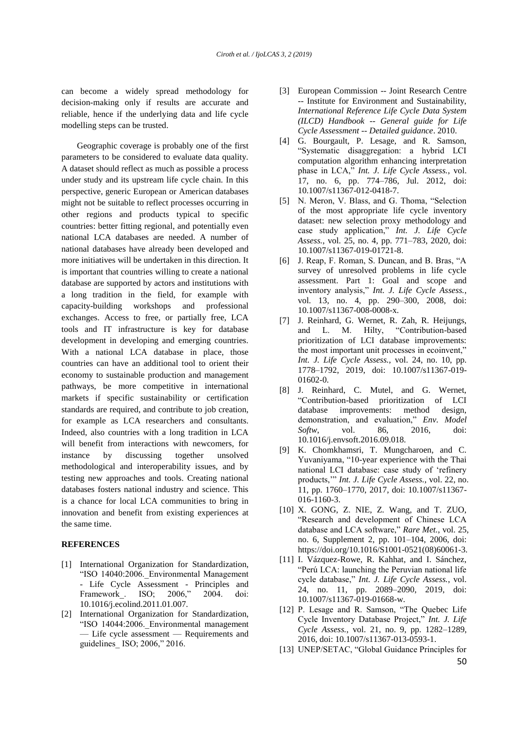can become a widely spread methodology for decision-making only if results are accurate and reliable, hence if the underlying data and life cycle modelling steps can be trusted.

Geographic coverage is probably one of the first parameters to be considered to evaluate data quality. A dataset should reflect as much as possible a process under study and its upstream life cycle chain. In this perspective, generic European or American databases might not be suitable to reflect processes occurring in other regions and products typical to specific countries: better fitting regional, and potentially even national LCA databases are needed. A number of national databases have already been developed and more initiatives will be undertaken in this direction. It is important that countries willing to create a national database are supported by actors and institutions with a long tradition in the field, for example with capacity-building workshops and professional exchanges. Access to free, or partially free, LCA tools and IT infrastructure is key for database development in developing and emerging countries. With a national LCA database in place, those countries can have an additional tool to orient their economy to sustainable production and management pathways, be more competitive in international markets if specific sustainability or certification standards are required, and contribute to job creation, for example as LCA researchers and consultants. Indeed, also countries with a long tradition in LCA will benefit from interactions with newcomers, for instance by discussing together unsolved methodological and interoperability issues, and by testing new approaches and tools. Creating national databases fosters national industry and science. This is a chance for local LCA communities to bring in innovation and benefit from existing experiences at the same time.

## REFERENCES

[1] International Organization for Standardization, "ISO 14040:2006._Environmental Management - Life Cycle Assessment - Principles and Framework_. ISO; 2006," 2004. doi: 10.1016/j.ecolind.2011.01.007.

[2] International Organization for Standardization, "ISO 14044:2006._Environmental management — Life cycle assessment — Requirements and guidelines_ ISO; 2006," 2016.

[3] European Commission -- Joint Research Centre -- Institute for Environment and Sustainability, *International Reference Life Cycle Data System (ILCD) Handbook -- General guide for Life Cycle Assessment -- Detailed guidance*. 2010.

[4] G. Bourgault, P. Lesage, and R. Samson, "Systematic disaggregation: a hybrid LCI computation algorithm enhancing interpretation phase in LCA," *Int. J. Life Cycle Assess.*, vol. 17, no. 6, pp. 774–786, Jul. 2012, doi: 10.1007/s11367-012-0418-7.

[5] N. Meron, V. Blass, and G. Thoma, "Selection of the most appropriate life cycle inventory dataset: new selection proxy methodology and case study application," *Int. J. Life Cycle Assess.*, vol. 25, no. 4, pp. 771–783, 2020, doi: 10.1007/s11367-019-01721-8.

[6] J. Reap, F. Roman, S. Duncan, and B. Bras, "A survey of unresolved problems in life cycle assessment. Part 1: Goal and scope and inventory analysis," *Int. J. Life Cycle Assess.*, vol. 13, no. 4, pp. 290–300, 2008, doi: 10.1007/s11367-008-0008-x.

[7] J. Reinhard, G. Wernet, R. Zah, R. Heijungs, and L. M. Hilty, "Contribution-based prioritization of LCI database improvements: the most important unit processes in ecoinvent," *Int. J. Life Cycle Assess.*, vol. 24, no. 10, pp. 1778–1792, 2019, doi: 10.1007/s11367-019-01602-0.

[8] J. Reinhard, C. Mutel, and G. Wernet, "Contribution-based prioritization of LCI database improvements: method design, demonstration, and evaluation," *Env. Model Softw*, vol. 86, 2016, doi: 10.1016/j.envsoft.2016.09.018.

[9] K. Chomkhamsri, T. Mungcharoen, and C. Yuvaniyama, "10-year experience with the Thai national LCI database: case study of 'refinery products,'" *Int. J. Life Cycle Assess.*, vol. 22, no. 11, pp. 1760–1770, 2017, doi: 10.1007/s11367-016-1160-3.

[10] X. GONG, Z. NIE, Z. Wang, and T. ZUO, "Research and development of Chinese LCA database and LCA software," *Rare Met.*, vol. 25, no. 6, Supplement 2, pp. 101–104, 2006, doi: https://doi.org/10.1016/S1001-0521(08)60061-3.

[11] I. Vázquez-Rowe, R. Kahhat, and I. Sánchez, "Perú LCA: launching the Peruvian national life cycle database," *Int. J. Life Cycle Assess.*, vol. 24, no. 11, pp. 2089–2090, 2019, doi: 10.1007/s11367-019-01668-w.

[12] P. Lesage and R. Samson, "The Quebec Life Cycle Inventory Database Project," *Int. J. Life Cycle Assess.*, vol. 21, no. 9, pp. 1282–1289, 2016, doi: 10.1007/s11367-013-0593-1.

[13] UNEP/SETAC, "Global Guidance Principles for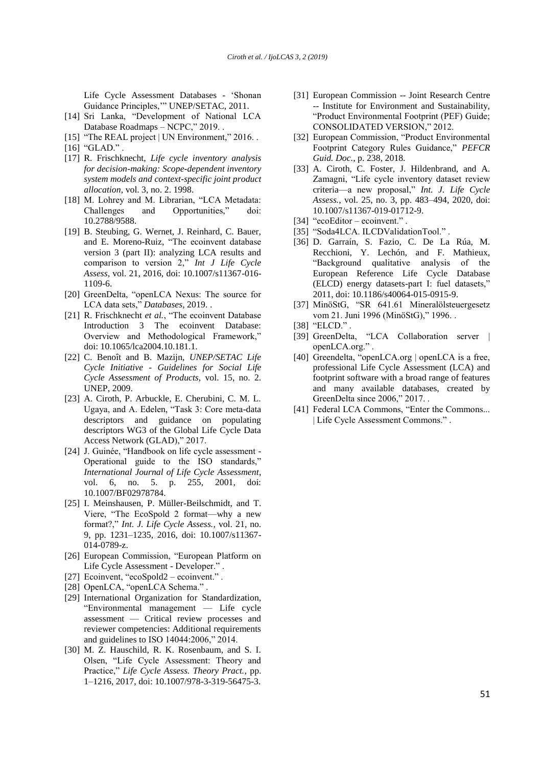Life Cycle Assessment Databases - 'Shonan Guidance Principles,'" UNEP/SETAC, 2011.

[14] Sri Lanka, "Development of National LCA Database Roadmaps – NCPC," 2019. .

[15] "The REAL project | UN Environment," 2016. .

[16] "GLAD." .

[17] R. Frischknecht, *Life cycle inventory analysis for decision-making: Scope-dependent inventory system models and context-specific joint product allocation*, vol. 3, no. 2. 1998.

[18] M. Lohrey and M. Librarian, "LCA Metadata: Challenges and Opportunities," doi: 10.2788/9588.

[19] B. Steubing, G. Wernet, J. Reinhard, C. Bauer, and E. Moreno-Ruiz, "The ecoinvent database version 3 (part II): analyzing LCA results and comparison to version 2," *Int J Life Cycle Assess*, vol. 21, 2016, doi: 10.1007/s11367-016-1109-6.

[20] GreenDelta, "openLCA Nexus: The source for LCA data sets," *Databases*, 2019. .

[21] R. Frischknecht *et al.*, "The ecoinvent Database Introduction 3 The ecoinvent Database: Overview and Methodological Framework," doi: 10.1065/lca2004.10.181.1.

[22] C. Benoît and B. Mazijn, *UNEP/SETAC Life Cycle Initiative - Guidelines for Social Life Cycle Assessment of Products*, vol. 15, no. 2. UNEP, 2009.

[23] A. Ciroth, P. Arbuckle, E. Cherubini, C. M. L. Ugaya, and A. Edelen, "Task 3: Core meta-data descriptors and guidance on populating descriptors WG3 of the Global Life Cycle Data Access Network (GLAD)," 2017.

[24] J. Guinée, "Handbook on life cycle assessment - Operational guide to the ISO standards," *International Journal of Life Cycle Assessment*, vol. 6, no. 5. p. 255, 2001, doi: 10.1007/BF02978784.

[25] I. Meinshausen, P. Müller-Beilschmidt, and T. Viere, "The EcoSpold 2 format—why a new format?," *Int. J. Life Cycle Assess.*, vol. 21, no. 9, pp. 1231–1235, 2016, doi: 10.1007/s11367-014-0789-z.

[26] European Commission, "European Platform on Life Cycle Assessment - Developer." .

[27] Ecoinvent, "ecoSpold2 – ecoinvent." .

[28] OpenLCA, "openLCA Schema." .

[29] International Organization for Standardization, "Environmental management — Life cycle assessment — Critical review processes and reviewer competencies: Additional requirements and guidelines to ISO 14044:2006," 2014.

[30] M. Z. Hauschild, R. K. Rosenbaum, and S. I. Olsen, "Life Cycle Assessment: Theory and Practice," *Life Cycle Assess. Theory Pract.*, pp. 1–1216, 2017, doi: 10.1007/978-3-319-56475-3.

[31] European Commission -- Joint Research Centre -- Institute for Environment and Sustainability, "Product Environmental Footprint (PEF) Guide; CONSOLIDATED VERSION," 2012.

[32] European Commission, "Product Environmental Footprint Category Rules Guidance," *PEFCR Guid. Doc.*, p. 238, 2018.

[33] A. Ciroth, C. Foster, J. Hildenbrand, and A. Zamagni, "Life cycle inventory dataset review criteria—a new proposal," *Int. J. Life Cycle Assess.*, vol. 25, no. 3, pp. 483–494, 2020, doi: 10.1007/s11367-019-01712-9.

[34] "ecoEditor – ecoinvent." .

[35] "Soda4LCA. ILCDValidationTool." .

[36] D. Garraín, S. Fazio, C. De La Rúa, M. Recchioni, Y. Lechón, and F. Mathieux, "Background qualitative analysis of the European Reference Life Cycle Database (ELCD) energy datasets-part I: fuel datasets," 2011, doi: 10.1186/s40064-015-0915-9.

[37] MinöStG, "SR 641.61 Mineralölsteuergesetz vom 21. Juni 1996 (MinöStG)," 1996. .

[38] "ELCD." .

[39] GreenDelta, "LCA Collaboration server | openLCA.org." .

[40] Greendelta, "openLCA.org | openLCA is a free, professional Life Cycle Assessment (LCA) and footprint software with a broad range of features and many available databases, created by GreenDelta since 2006," 2017. .

[41] Federal LCA Commons, "Enter the Commons... | Life Cycle Assessment Commons." .